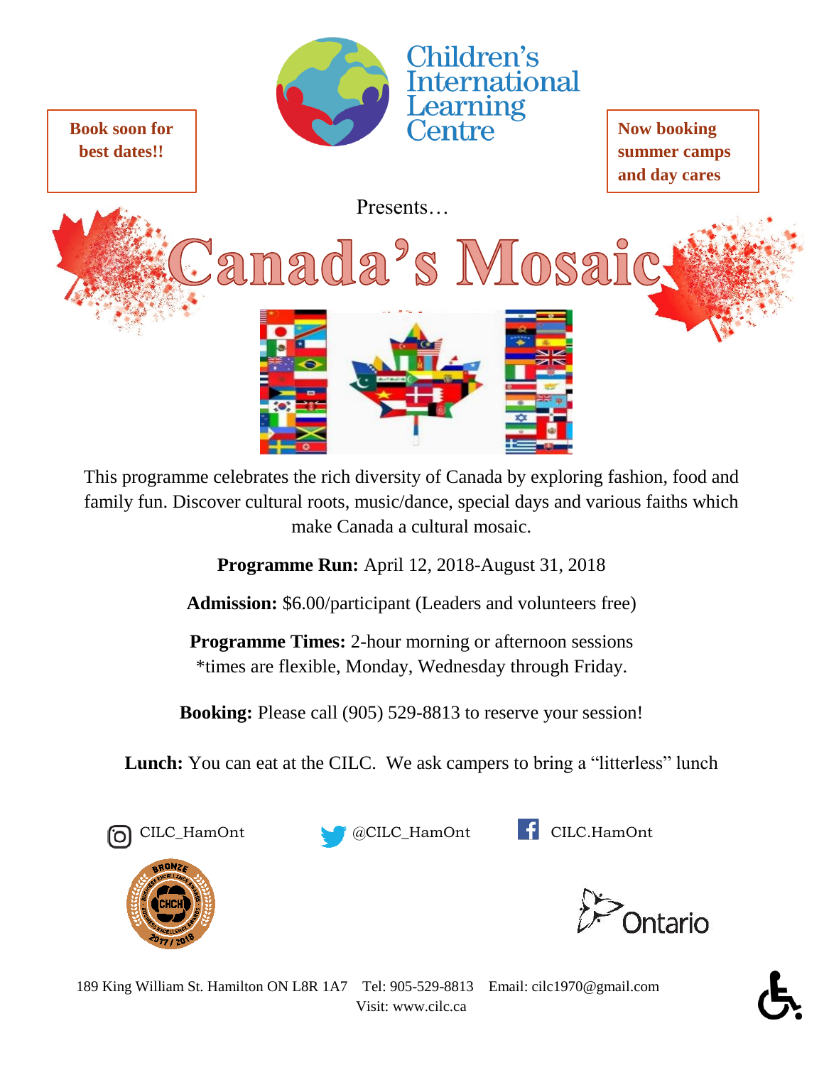**Book soon for best dates!!**

Children's International Learning Centre

**Now booking summer camps and day cares**

Presents…

# Canada's Mosaic

This programme celebrates the rich diversity of Canada by exploring fashion, food and family fun. Discover cultural roots, music/dance, special days and various faiths which make Canada a cultural mosaic.

**Programme Run:** April 12, 2018-August 31, 2018

**Admission:** $6.00/participant (Leaders and volunteers free)

**Programme Times:** 2-hour morning or afternoon sessions
*times are flexible, Monday, Wednesday through Friday.

**Booking:** Please call (905) 529-8813 to reserve your session!

**Lunch:** You can eat at the CILC. We ask campers to bring a "litterless" lunch

CILC_HamOnt @CILC_HamOnt CILC.HamOnt

Ontario

189 King William St. Hamilton ON L8R 1A7 Tel: 905-529-8813 Email: cilc1970@gmail.com
Visit: www.cilc.ca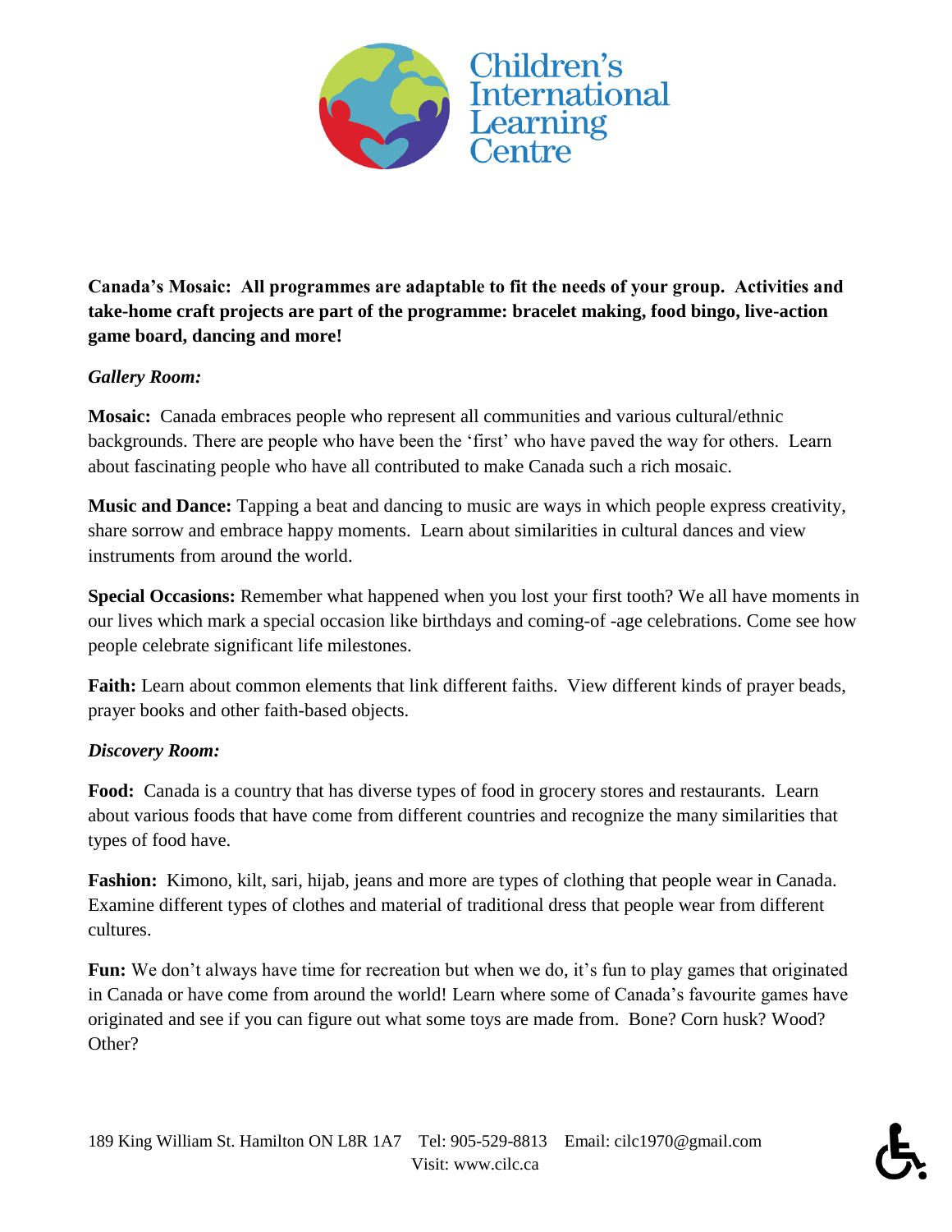Children's International Learning Centre

**Canada's Mosaic: All programmes are adaptable to fit the needs of your group. Activities and take-home craft projects are part of the programme: bracelet making, food bingo, live-action game board, dancing and more!**

***Gallery Room:***

**Mosaic:** Canada embraces people who represent all communities and various cultural/ethnic backgrounds. There are people who have been the 'first' who have paved the way for others. Learn about fascinating people who have all contributed to make Canada such a rich mosaic.

**Music and Dance:** Tapping a beat and dancing to music are ways in which people express creativity, share sorrow and embrace happy moments. Learn about similarities in cultural dances and view instruments from around the world.

**Special Occasions:** Remember what happened when you lost your first tooth? We all have moments in our lives which mark a special occasion like birthdays and coming-of -age celebrations. Come see how people celebrate significant life milestones.

**Faith:** Learn about common elements that link different faiths. View different kinds of prayer beads, prayer books and other faith-based objects.

***Discovery Room:***

**Food:** Canada is a country that has diverse types of food in grocery stores and restaurants. Learn about various foods that have come from different countries and recognize the many similarities that types of food have.

**Fashion:** Kimono, kilt, sari, hijab, jeans and more are types of clothing that people wear in Canada. Examine different types of clothes and material of traditional dress that people wear from different cultures.

**Fun:** We don't always have time for recreation but when we do, it's fun to play games that originated in Canada or have come from around the world! Learn where some of Canada's favourite games have originated and see if you can figure out what some toys are made from. Bone? Corn husk? Wood? Other?

189 King William St. Hamilton ON L8R 1A7 Tel: 905-529-8813 Email: cilc1970@gmail.com
Visit: www.cilc.ca